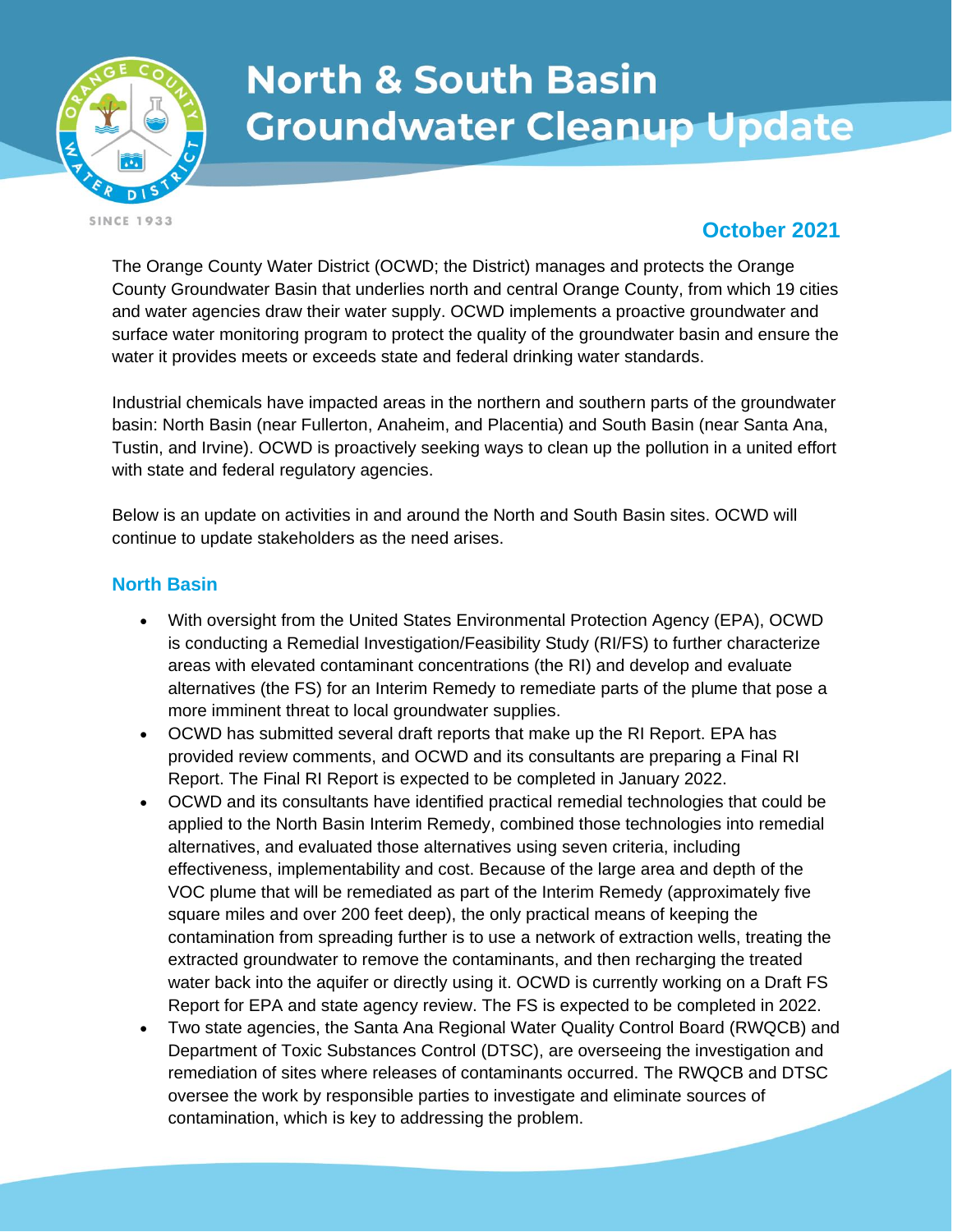# North & South Basin Groundwater Cleanup Update

SINCE 1933

**October 2021**

The Orange County Water District (OCWD; the District) manages and protects the Orange County Groundwater Basin that underlies north and central Orange County, from which 19 cities and water agencies draw their water supply. OCWD implements a proactive groundwater and surface water monitoring program to protect the quality of the groundwater basin and ensure the water it provides meets or exceeds state and federal drinking water standards.

Industrial chemicals have impacted areas in the northern and southern parts of the groundwater basin: North Basin (near Fullerton, Anaheim, and Placentia) and South Basin (near Santa Ana, Tustin, and Irvine). OCWD is proactively seeking ways to clean up the pollution in a united effort with state and federal regulatory agencies.

Below is an update on activities in and around the North and South Basin sites. OCWD will continue to update stakeholders as the need arises.

## North Basin

- With oversight from the United States Environmental Protection Agency (EPA), OCWD is conducting a Remedial Investigation/Feasibility Study (RI/FS) to further characterize areas with elevated contaminant concentrations (the RI) and develop and evaluate alternatives (the FS) for an Interim Remedy to remediate parts of the plume that pose a more imminent threat to local groundwater supplies.
- OCWD has submitted several draft reports that make up the RI Report. EPA has provided review comments, and OCWD and its consultants are preparing a Final RI Report. The Final RI Report is expected to be completed in January 2022.
- OCWD and its consultants have identified practical remedial technologies that could be applied to the North Basin Interim Remedy, combined those technologies into remedial alternatives, and evaluated those alternatives using seven criteria, including effectiveness, implementability and cost. Because of the large area and depth of the VOC plume that will be remediated as part of the Interim Remedy (approximately five square miles and over 200 feet deep), the only practical means of keeping the contamination from spreading further is to use a network of extraction wells, treating the extracted groundwater to remove the contaminants, and then recharging the treated water back into the aquifer or directly using it. OCWD is currently working on a Draft FS Report for EPA and state agency review. The FS is expected to be completed in 2022.
- Two state agencies, the Santa Ana Regional Water Quality Control Board (RWQCB) and Department of Toxic Substances Control (DTSC), are overseeing the investigation and remediation of sites where releases of contaminants occurred. The RWQCB and DTSC oversee the work by responsible parties to investigate and eliminate sources of contamination, which is key to addressing the problem.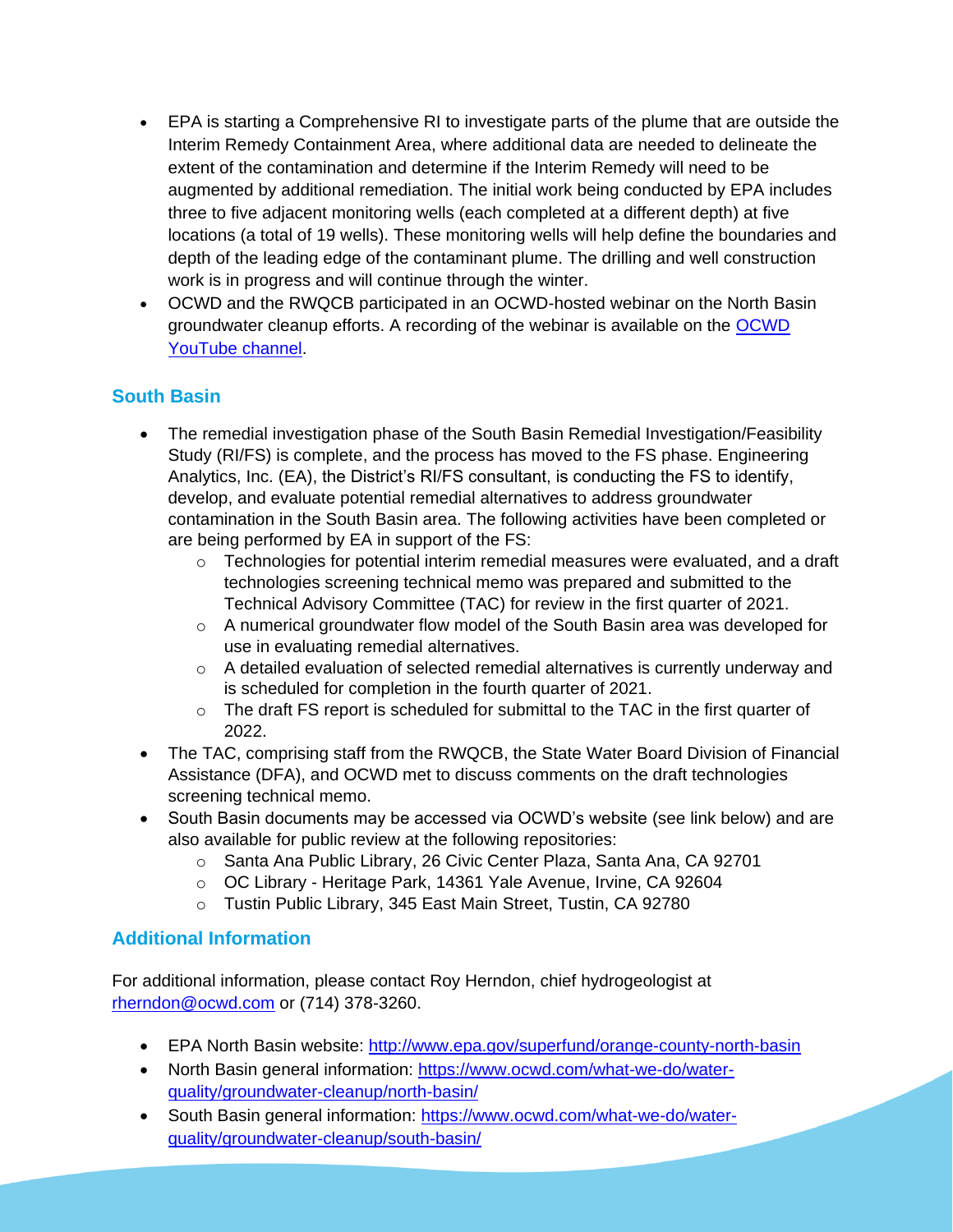- EPA is starting a Comprehensive RI to investigate parts of the plume that are outside the Interim Remedy Containment Area, where additional data are needed to delineate the extent of the contamination and determine if the Interim Remedy will need to be augmented by additional remediation. The initial work being conducted by EPA includes three to five adjacent monitoring wells (each completed at a different depth) at five locations (a total of 19 wells). These monitoring wells will help define the boundaries and depth of the leading edge of the contaminant plume. The drilling and well construction work is in progress and will continue through the winter.
- OCWD and the RWQCB participated in an OCWD-hosted webinar on the North Basin groundwater cleanup efforts. A recording of the webinar is available on the [OCWD YouTube channel](OCWD YouTube channel).

## South Basin

- The remedial investigation phase of the South Basin Remedial Investigation/Feasibility Study (RI/FS) is complete, and the process has moved to the FS phase. Engineering Analytics, Inc. (EA), the District's RI/FS consultant, is conducting the FS to identify, develop, and evaluate potential remedial alternatives to address groundwater contamination in the South Basin area. The following activities have been completed or are being performed by EA in support of the FS:
  - Technologies for potential interim remedial measures were evaluated, and a draft technologies screening technical memo was prepared and submitted to the Technical Advisory Committee (TAC) for review in the first quarter of 2021.
  - A numerical groundwater flow model of the South Basin area was developed for use in evaluating remedial alternatives.
  - A detailed evaluation of selected remedial alternatives is currently underway and is scheduled for completion in the fourth quarter of 2021.
  - The draft FS report is scheduled for submittal to the TAC in the first quarter of 2022.
- The TAC, comprising staff from the RWQCB, the State Water Board Division of Financial Assistance (DFA), and OCWD met to discuss comments on the draft technologies screening technical memo.
- South Basin documents may be accessed via OCWD's website (see link below) and are also available for public review at the following repositories:
  - Santa Ana Public Library, 26 Civic Center Plaza, Santa Ana, CA 92701
  - OC Library - Heritage Park, 14361 Yale Avenue, Irvine, CA 92604
  - Tustin Public Library, 345 East Main Street, Tustin, CA 92780

## Additional Information

For additional information, please contact Roy Herndon, chief hydrogeologist at rherndon@ocwd.com or (714) 378-3260.

- EPA North Basin website: http://www.epa.gov/superfund/orange-county-north-basin
- North Basin general information: https://www.ocwd.com/what-we-do/water-quality/groundwater-cleanup/north-basin/
- South Basin general information: https://www.ocwd.com/what-we-do/water-quality/groundwater-cleanup/south-basin/